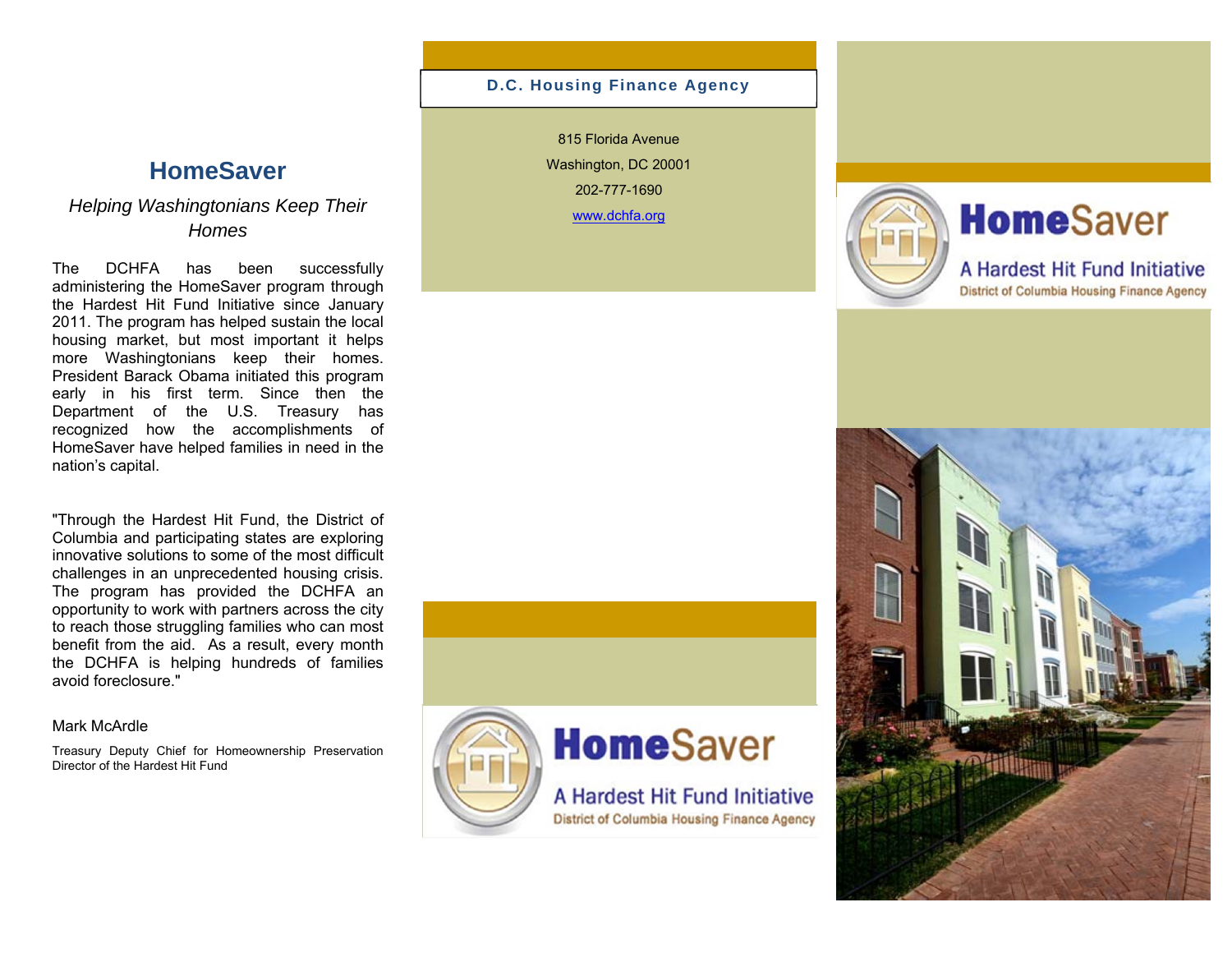## HomeSaver

*Helping Washingtonians Keep Their Homes*

The DCHFA has been successfully administering the HomeSaver program through the Hardest Hit Fund Initiative since January 2011. The program has helped sustain the local housing market, but most important it helps more Washingtonians keep their homes. President Barack Obama initiated this program early in his first term. Since then the Department of the U.S. Treasury has recognized how the accomplishments of HomeSaver have helped families in need in the nation's capital.

"Through the Hardest Hit Fund, the District of Columbia and participating states are exploring innovative solutions to some of the most difficult challenges in an unprecedented housing crisis. The program has provided the DCHFA an opportunity to work with partners across the city to reach those struggling families who can most benefit from the aid. As a result, every month the DCHFA is helping hundreds of families avoid foreclosure."

Mark McArdle

Treasury Deputy Chief for Homeownership Preservation Director of the Hardest Hit Fund

**D.C. Housing Finance Agency**

815 Florida Avenue

Washington, DC 20001

202-777-1690

www.dchfa.org

**HomeSaver**

A Hardest Hit Fund Initiative

District of Columbia Housing Finance Agency

**HomeSaver**

A Hardest Hit Fund Initiative

District of Columbia Housing Finance Agency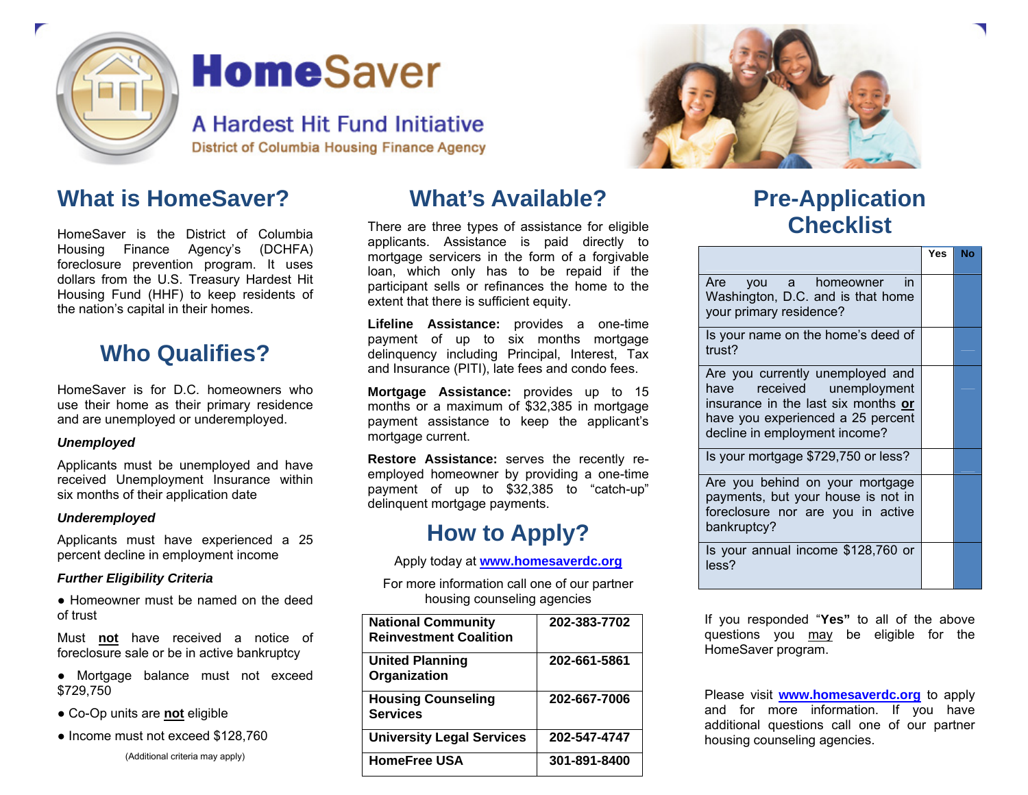# HomeSaver

## A Hardest Hit Fund Initiative

District of Columbia Housing Finance Agency

## What is HomeSaver?

HomeSaver is the District of Columbia Housing Finance Agency's (DCHFA) foreclosure prevention program. It uses dollars from the U.S. Treasury Hardest Hit Housing Fund (HHF) to keep residents of the nation's capital in their homes.

## Who Qualifies?

HomeSaver is for D.C. homeowners who use their home as their primary residence and are unemployed or underemployed.

***Unemployed***

Applicants must be unemployed and have received Unemployment Insurance within six months of their application date

***Underemployed***

Applicants must have experienced a 25 percent decline in employment income

***Further Eligibility Criteria***

● Homeowner must be named on the deed of trust

Must **not** have received a notice of foreclosure sale or be in active bankruptcy

● Mortgage balance must not exceed $729,750

● Co-Op units are **not** eligible

● Income must not exceed $128,760

(Additional criteria may apply)

## What's Available?

There are three types of assistance for eligible applicants. Assistance is paid directly to mortgage servicers in the form of a forgivable loan, which only has to be repaid if the participant sells or refinances the home to the extent that there is sufficient equity.

**Lifeline Assistance:** provides a one-time payment of up to six months mortgage delinquency including Principal, Interest, Tax and Insurance (PITI), late fees and condo fees.

**Mortgage Assistance:** provides up to 15 months or a maximum of $32,385 in mortgage payment assistance to keep the applicant's mortgage current.

**Restore Assistance:** serves the recently re-employed homeowner by providing a one-time payment of up to $32,385 to "catch-up" delinquent mortgage payments.

## How to Apply?

Apply today at **www.homesaverdc.org**

For more information call one of our partner housing counseling agencies

| | |
|---|---|
| **National Community Reinvestment Coalition** | **202-383-7702** |
| **United Planning Organization** | **202-661-5861** |
| **Housing Counseling Services** | **202-667-7006** |
| **University Legal Services** | **202-547-4747** |
| **HomeFree USA** | **301-891-8400** |

## Pre-Application Checklist

| | Yes | No |
|---|---|---|
| Are you a homeowner in Washington, D.C. and is that home your primary residence? | | |
| Is your name on the home's deed of trust? | | |
| Are you currently unemployed and have received unemployment insurance in the last six months **or** have you experienced a 25 percent decline in employment income? | | |
| Is your mortgage $729,750 or less? | | |
| Are you behind on your mortgage payments, but your house is not in foreclosure nor are you in active bankruptcy? | | |
| Is your annual income $128,760 or less? | | |

If you responded "**Yes"** to all of the above questions you may be eligible for the HomeSaver program.

Please visit **www.homesaverdc.org** to apply and for more information. If you have additional questions call one of our partner housing counseling agencies.